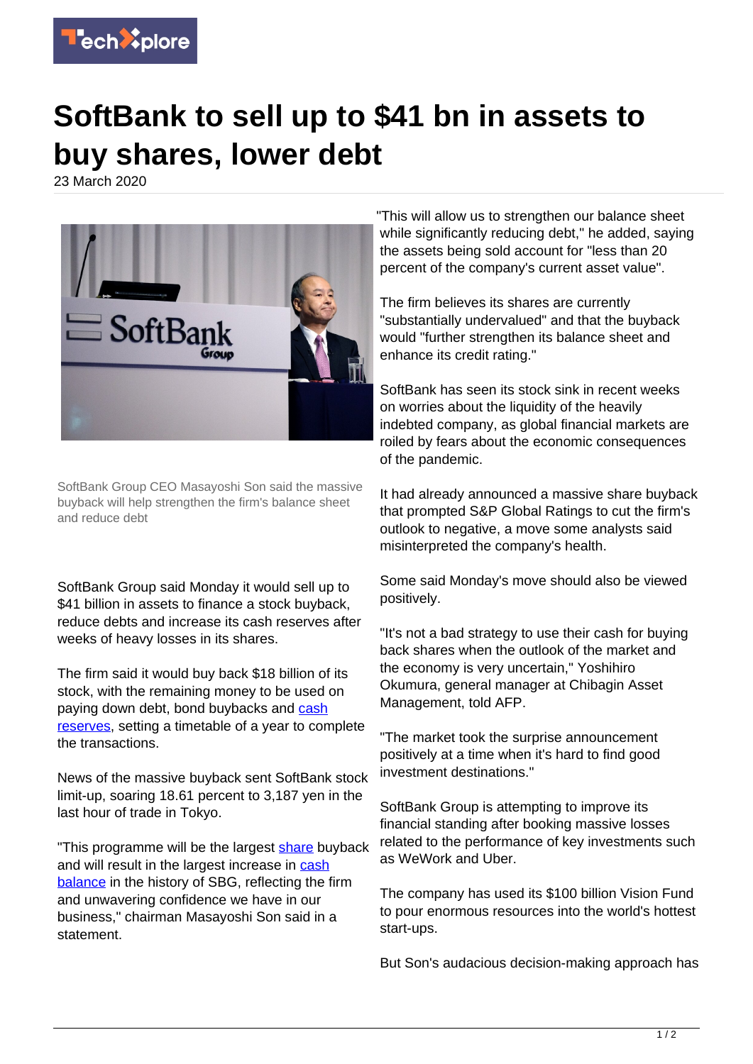# SoftBank to sell up to $41 bn in assets to buy shares, lower debt

23 March 2020

SoftBank Group CEO Masayoshi Son said the massive buyback will help strengthen the firm's balance sheet and reduce debt

SoftBank Group said Monday it would sell up to $41 billion in assets to finance a stock buyback, reduce debts and increase its cash reserves after weeks of heavy losses in its shares.

The firm said it would buy back $18 billion of its stock, with the remaining money to be used on paying down debt, bond buybacks and cash reserves, setting a timetable of a year to complete the transactions.

News of the massive buyback sent SoftBank stock limit-up, soaring 18.61 percent to 3,187 yen in the last hour of trade in Tokyo.

"This programme will be the largest share buyback and will result in the largest increase in cash balance in the history of SBG, reflecting the firm and unwavering confidence we have in our business," chairman Masayoshi Son said in a statement.

"This will allow us to strengthen our balance sheet while significantly reducing debt," he added, saying the assets being sold account for "less than 20 percent of the company's current asset value".

The firm believes its shares are currently "substantially undervalued" and that the buyback would "further strengthen its balance sheet and enhance its credit rating."

SoftBank has seen its stock sink in recent weeks on worries about the liquidity of the heavily indebted company, as global financial markets are roiled by fears about the economic consequences of the pandemic.

It had already announced a massive share buyback that prompted S&P Global Ratings to cut the firm's outlook to negative, a move some analysts said misinterpreted the company's health.

Some said Monday's move should also be viewed positively.

"It's not a bad strategy to use their cash for buying back shares when the outlook of the market and the economy is very uncertain," Yoshihiro Okumura, general manager at Chibagin Asset Management, told AFP.

"The market took the surprise announcement positively at a time when it's hard to find good investment destinations."

SoftBank Group is attempting to improve its financial standing after booking massive losses related to the performance of key investments such as WeWork and Uber.

The company has used its $100 billion Vision Fund to pour enormous resources into the world's hottest start-ups.

But Son's audacious decision-making approach has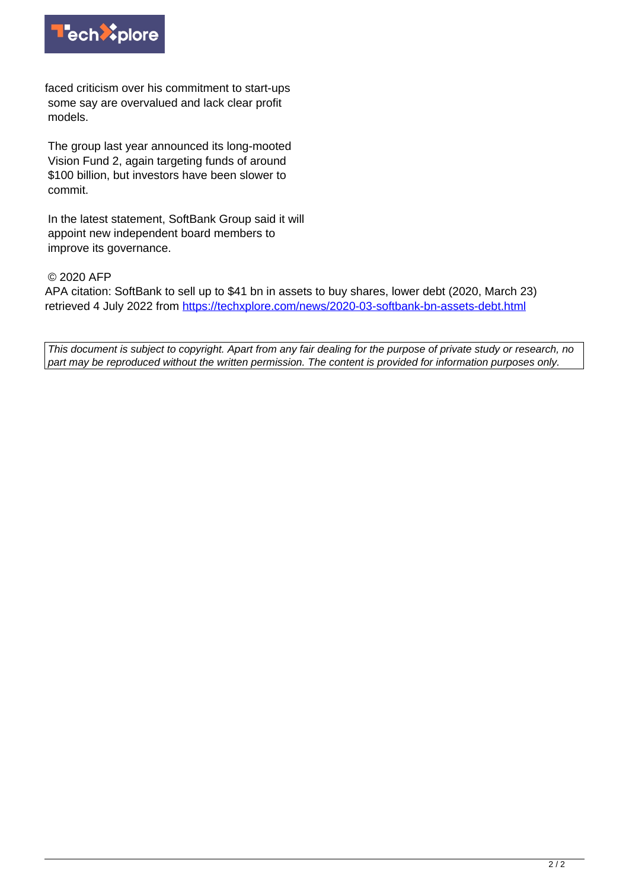faced criticism over his commitment to start-ups some say are overvalued and lack clear profit models.

The group last year announced its long-mooted Vision Fund 2, again targeting funds of around $100 billion, but investors have been slower to commit.

In the latest statement, SoftBank Group said it will appoint new independent board members to improve its governance.

© 2020 AFP

APA citation: SoftBank to sell up to $41 bn in assets to buy shares, lower debt (2020, March 23) retrieved 4 July 2022 from https://techxplore.com/news/2020-03-softbank-bn-assets-debt.html

*This document is subject to copyright. Apart from any fair dealing for the purpose of private study or research, no part may be reproduced without the written permission. The content is provided for information purposes only.*